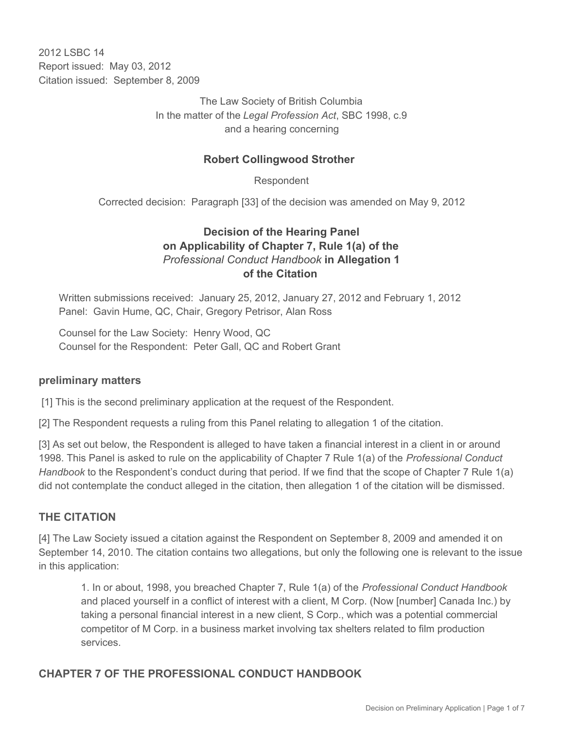2012 LSBC 14
Report issued: May 03, 2012
Citation issued: September 8, 2009

The Law Society of British Columbia
In the matter of the *Legal Profession Act*, SBC 1998, c.9
and a hearing concerning

**Robert Collingwood Strother**

Respondent

Corrected decision: Paragraph [33] of the decision was amended on May 9, 2012

# Decision of the Hearing Panel on Applicability of Chapter 7, Rule 1(a) of the *Professional Conduct Handbook* in Allegation 1 of the Citation

Written submissions received: January 25, 2012, January 27, 2012 and February 1, 2012
Panel: Gavin Hume, QC, Chair, Gregory Petrisor, Alan Ross

Counsel for the Law Society: Henry Wood, QC
Counsel for the Respondent: Peter Gall, QC and Robert Grant

## preliminary matters

[1] This is the second preliminary application at the request of the Respondent.

[2] The Respondent requests a ruling from this Panel relating to allegation 1 of the citation.

[3] As set out below, the Respondent is alleged to have taken a financial interest in a client in or around 1998. This Panel is asked to rule on the applicability of Chapter 7 Rule 1(a) of the *Professional Conduct Handbook* to the Respondent's conduct during that period. If we find that the scope of Chapter 7 Rule 1(a) did not contemplate the conduct alleged in the citation, then allegation 1 of the citation will be dismissed.

## THE CITATION

[4] The Law Society issued a citation against the Respondent on September 8, 2009 and amended it on September 14, 2010. The citation contains two allegations, but only the following one is relevant to the issue in this application:

> 1. In or about, 1998, you breached Chapter 7, Rule 1(a) of the *Professional Conduct Handbook* and placed yourself in a conflict of interest with a client, M Corp. (Now [number] Canada Inc.) by taking a personal financial interest in a new client, S Corp., which was a potential commercial competitor of M Corp. in a business market involving tax shelters related to film production services.

## CHAPTER 7 OF THE PROFESSIONAL CONDUCT HANDBOOK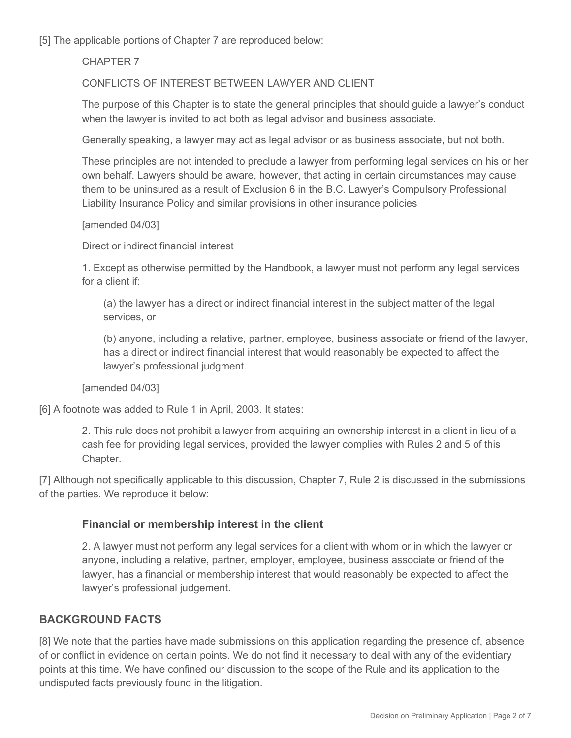[5] The applicable portions of Chapter 7 are reproduced below:

> CHAPTER 7
>
> CONFLICTS OF INTEREST BETWEEN LAWYER AND CLIENT
>
> The purpose of this Chapter is to state the general principles that should guide a lawyer's conduct when the lawyer is invited to act both as legal advisor and business associate.
>
> Generally speaking, a lawyer may act as legal advisor or as business associate, but not both.
>
> These principles are not intended to preclude a lawyer from performing legal services on his or her own behalf. Lawyers should be aware, however, that acting in certain circumstances may cause them to be uninsured as a result of Exclusion 6 in the B.C. Lawyer's Compulsory Professional Liability Insurance Policy and similar provisions in other insurance policies
>
> [amended 04/03]
>
> Direct or indirect financial interest
>
> 1. Except as otherwise permitted by the Handbook, a lawyer must not perform any legal services for a client if:
>
> > (a) the lawyer has a direct or indirect financial interest in the subject matter of the legal services, or
> >
> > (b) anyone, including a relative, partner, employee, business associate or friend of the lawyer, has a direct or indirect financial interest that would reasonably be expected to affect the lawyer's professional judgment.
>
> [amended 04/03]

[6] A footnote was added to Rule 1 in April, 2003. It states:

> 2. This rule does not prohibit a lawyer from acquiring an ownership interest in a client in lieu of a cash fee for providing legal services, provided the lawyer complies with Rules 2 and 5 of this Chapter.

[7] Although not specifically applicable to this discussion, Chapter 7, Rule 2 is discussed in the submissions of the parties. We reproduce it below:

> **Financial or membership interest in the client**
>
> 2. A lawyer must not perform any legal services for a client with whom or in which the lawyer or anyone, including a relative, partner, employer, employee, business associate or friend of the lawyer, has a financial or membership interest that would reasonably be expected to affect the lawyer's professional judgement.

## BACKGROUND FACTS

[8] We note that the parties have made submissions on this application regarding the presence of, absence of or conflict in evidence on certain points. We do not find it necessary to deal with any of the evidentiary points at this time. We have confined our discussion to the scope of the Rule and its application to the undisputed facts previously found in the litigation.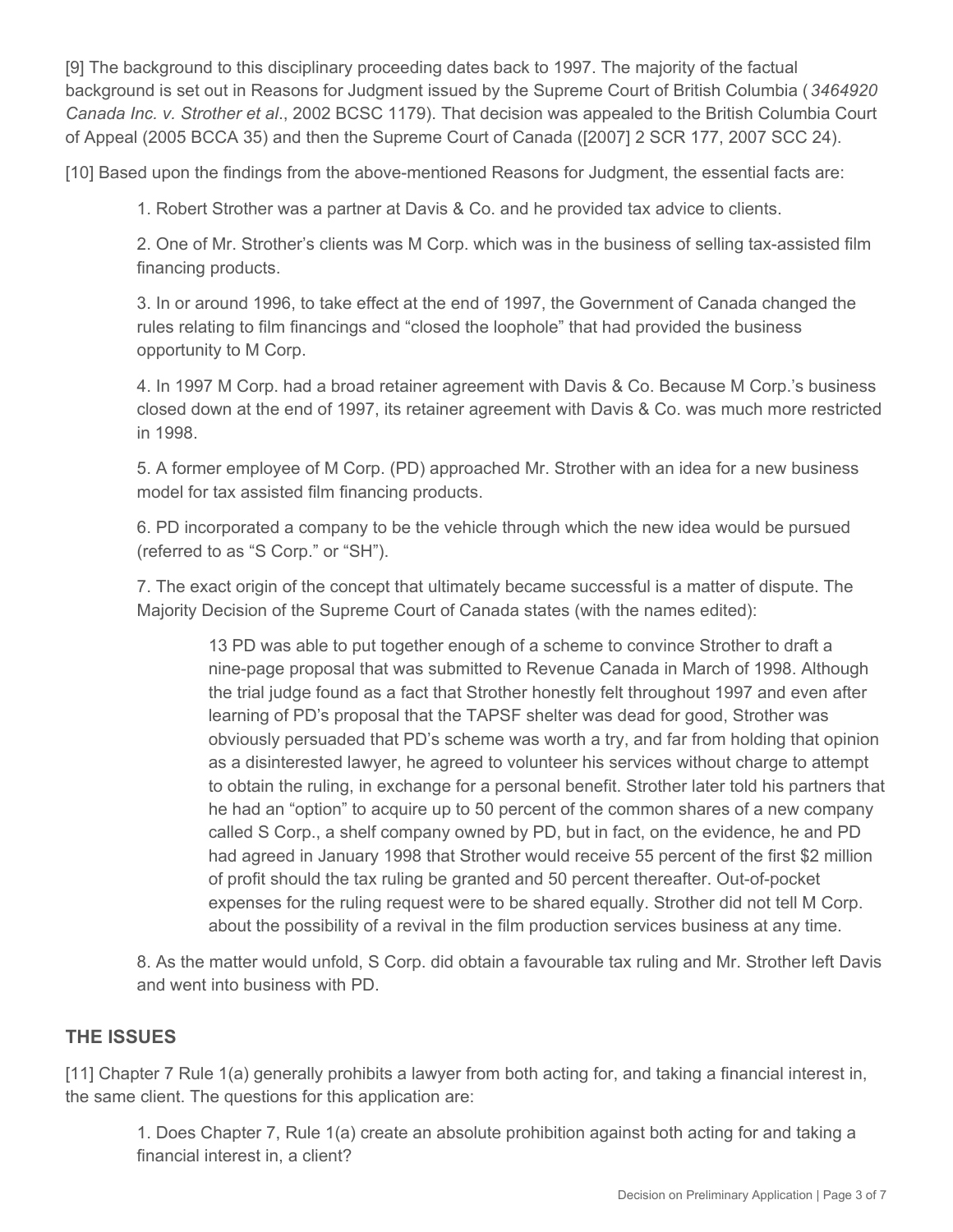[9] The background to this disciplinary proceeding dates back to 1997. The majority of the factual background is set out in Reasons for Judgment issued by the Supreme Court of British Columbia ( *3464920 Canada Inc. v. Strother et al*., 2002 BCSC 1179). That decision was appealed to the British Columbia Court of Appeal (2005 BCCA 35) and then the Supreme Court of Canada ([2007] 2 SCR 177, 2007 SCC 24).

[10] Based upon the findings from the above-mentioned Reasons for Judgment, the essential facts are:

1. Robert Strother was a partner at Davis & Co. and he provided tax advice to clients.

2. One of Mr. Strother's clients was M Corp. which was in the business of selling tax-assisted film financing products.

3. In or around 1996, to take effect at the end of 1997, the Government of Canada changed the rules relating to film financings and "closed the loophole" that had provided the business opportunity to M Corp.

4. In 1997 M Corp. had a broad retainer agreement with Davis & Co. Because M Corp.'s business closed down at the end of 1997, its retainer agreement with Davis & Co. was much more restricted in 1998.

5. A former employee of M Corp. (PD) approached Mr. Strother with an idea for a new business model for tax assisted film financing products.

6. PD incorporated a company to be the vehicle through which the new idea would be pursued (referred to as "S Corp." or "SH").

7. The exact origin of the concept that ultimately became successful is a matter of dispute. The Majority Decision of the Supreme Court of Canada states (with the names edited):

> 13 PD was able to put together enough of a scheme to convince Strother to draft a nine-page proposal that was submitted to Revenue Canada in March of 1998. Although the trial judge found as a fact that Strother honestly felt throughout 1997 and even after learning of PD's proposal that the TAPSF shelter was dead for good, Strother was obviously persuaded that PD's scheme was worth a try, and far from holding that opinion as a disinterested lawyer, he agreed to volunteer his services without charge to attempt to obtain the ruling, in exchange for a personal benefit. Strother later told his partners that he had an "option" to acquire up to 50 percent of the common shares of a new company called S Corp., a shelf company owned by PD, but in fact, on the evidence, he and PD had agreed in January 1998 that Strother would receive 55 percent of the first $2 million of profit should the tax ruling be granted and 50 percent thereafter. Out-of-pocket expenses for the ruling request were to be shared equally. Strother did not tell M Corp. about the possibility of a revival in the film production services business at any time.

8. As the matter would unfold, S Corp. did obtain a favourable tax ruling and Mr. Strother left Davis and went into business with PD.

## THE ISSUES

[11] Chapter 7 Rule 1(a) generally prohibits a lawyer from both acting for, and taking a financial interest in, the same client. The questions for this application are:

1. Does Chapter 7, Rule 1(a) create an absolute prohibition against both acting for and taking a financial interest in, a client?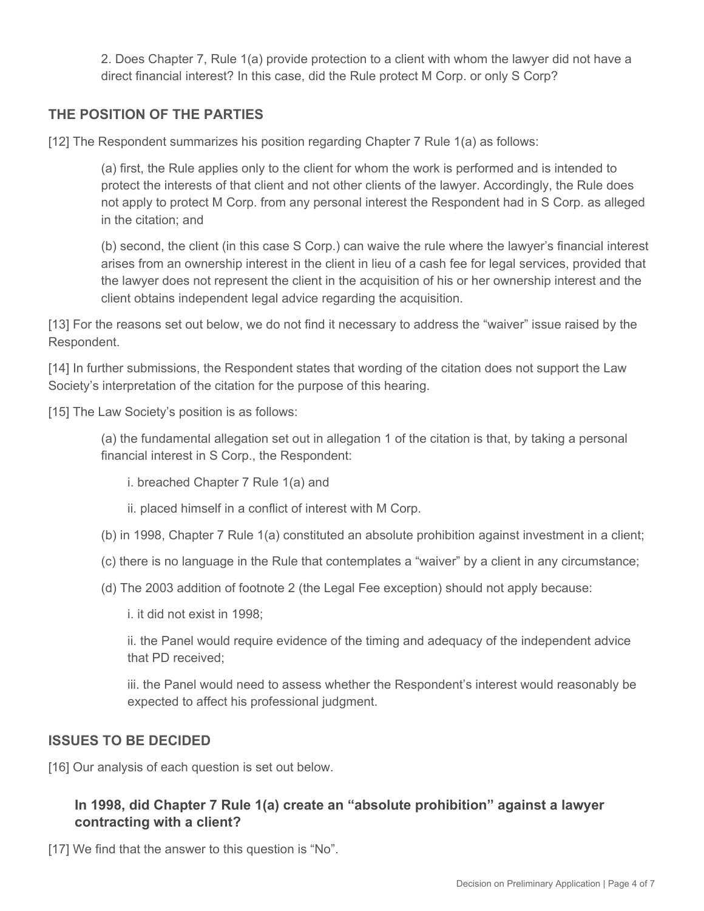2. Does Chapter 7, Rule 1(a) provide protection to a client with whom the lawyer did not have a direct financial interest? In this case, did the Rule protect M Corp. or only S Corp?

## THE POSITION OF THE PARTIES

[12] The Respondent summarizes his position regarding Chapter 7 Rule 1(a) as follows:

> (a) first, the Rule applies only to the client for whom the work is performed and is intended to protect the interests of that client and not other clients of the lawyer. Accordingly, the Rule does not apply to protect M Corp. from any personal interest the Respondent had in S Corp. as alleged in the citation; and
>
> (b) second, the client (in this case S Corp.) can waive the rule where the lawyer's financial interest arises from an ownership interest in the client in lieu of a cash fee for legal services, provided that the lawyer does not represent the client in the acquisition of his or her ownership interest and the client obtains independent legal advice regarding the acquisition.

[13] For the reasons set out below, we do not find it necessary to address the "waiver" issue raised by the Respondent.

[14] In further submissions, the Respondent states that wording of the citation does not support the Law Society's interpretation of the citation for the purpose of this hearing.

[15] The Law Society's position is as follows:

> (a) the fundamental allegation set out in allegation 1 of the citation is that, by taking a personal financial interest in S Corp., the Respondent:
>
> > i. breached Chapter 7 Rule 1(a) and
> >
> > ii. placed himself in a conflict of interest with M Corp.
>
> (b) in 1998, Chapter 7 Rule 1(a) constituted an absolute prohibition against investment in a client;
>
> (c) there is no language in the Rule that contemplates a "waiver" by a client in any circumstance;
>
> (d) The 2003 addition of footnote 2 (the Legal Fee exception) should not apply because:
>
> > i. it did not exist in 1998;
> >
> > ii. the Panel would require evidence of the timing and adequacy of the independent advice that PD received;
> >
> > iii. the Panel would need to assess whether the Respondent's interest would reasonably be expected to affect his professional judgment.

## ISSUES TO BE DECIDED

[16] Our analysis of each question is set out below.

### In 1998, did Chapter 7 Rule 1(a) create an "absolute prohibition" against a lawyer contracting with a client?

[17] We find that the answer to this question is "No".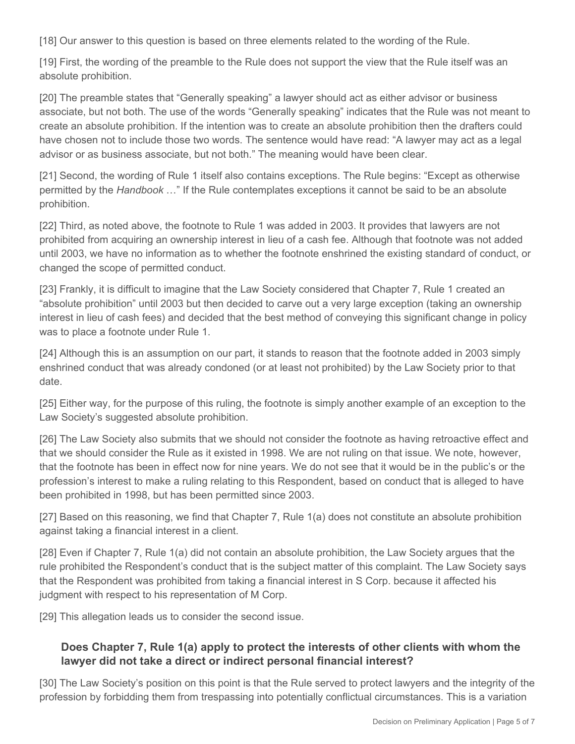[18] Our answer to this question is based on three elements related to the wording of the Rule.

[19] First, the wording of the preamble to the Rule does not support the view that the Rule itself was an absolute prohibition.

[20] The preamble states that "Generally speaking" a lawyer should act as either advisor or business associate, but not both. The use of the words "Generally speaking" indicates that the Rule was not meant to create an absolute prohibition. If the intention was to create an absolute prohibition then the drafters could have chosen not to include those two words. The sentence would have read: "A lawyer may act as a legal advisor or as business associate, but not both." The meaning would have been clear.

[21] Second, the wording of Rule 1 itself also contains exceptions. The Rule begins: "Except as otherwise permitted by the *Handbook* …" If the Rule contemplates exceptions it cannot be said to be an absolute prohibition.

[22] Third, as noted above, the footnote to Rule 1 was added in 2003. It provides that lawyers are not prohibited from acquiring an ownership interest in lieu of a cash fee. Although that footnote was not added until 2003, we have no information as to whether the footnote enshrined the existing standard of conduct, or changed the scope of permitted conduct.

[23] Frankly, it is difficult to imagine that the Law Society considered that Chapter 7, Rule 1 created an "absolute prohibition" until 2003 but then decided to carve out a very large exception (taking an ownership interest in lieu of cash fees) and decided that the best method of conveying this significant change in policy was to place a footnote under Rule 1.

[24] Although this is an assumption on our part, it stands to reason that the footnote added in 2003 simply enshrined conduct that was already condoned (or at least not prohibited) by the Law Society prior to that date.

[25] Either way, for the purpose of this ruling, the footnote is simply another example of an exception to the Law Society's suggested absolute prohibition.

[26] The Law Society also submits that we should not consider the footnote as having retroactive effect and that we should consider the Rule as it existed in 1998. We are not ruling on that issue. We note, however, that the footnote has been in effect now for nine years. We do not see that it would be in the public's or the profession's interest to make a ruling relating to this Respondent, based on conduct that is alleged to have been prohibited in 1998, but has been permitted since 2003.

[27] Based on this reasoning, we find that Chapter 7, Rule 1(a) does not constitute an absolute prohibition against taking a financial interest in a client.

[28] Even if Chapter 7, Rule 1(a) did not contain an absolute prohibition, the Law Society argues that the rule prohibited the Respondent's conduct that is the subject matter of this complaint. The Law Society says that the Respondent was prohibited from taking a financial interest in S Corp. because it affected his judgment with respect to his representation of M Corp.

[29] This allegation leads us to consider the second issue.

### Does Chapter 7, Rule 1(a) apply to protect the interests of other clients with whom the lawyer did not take a direct or indirect personal financial interest?

[30] The Law Society's position on this point is that the Rule served to protect lawyers and the integrity of the profession by forbidding them from trespassing into potentially conflictual circumstances. This is a variation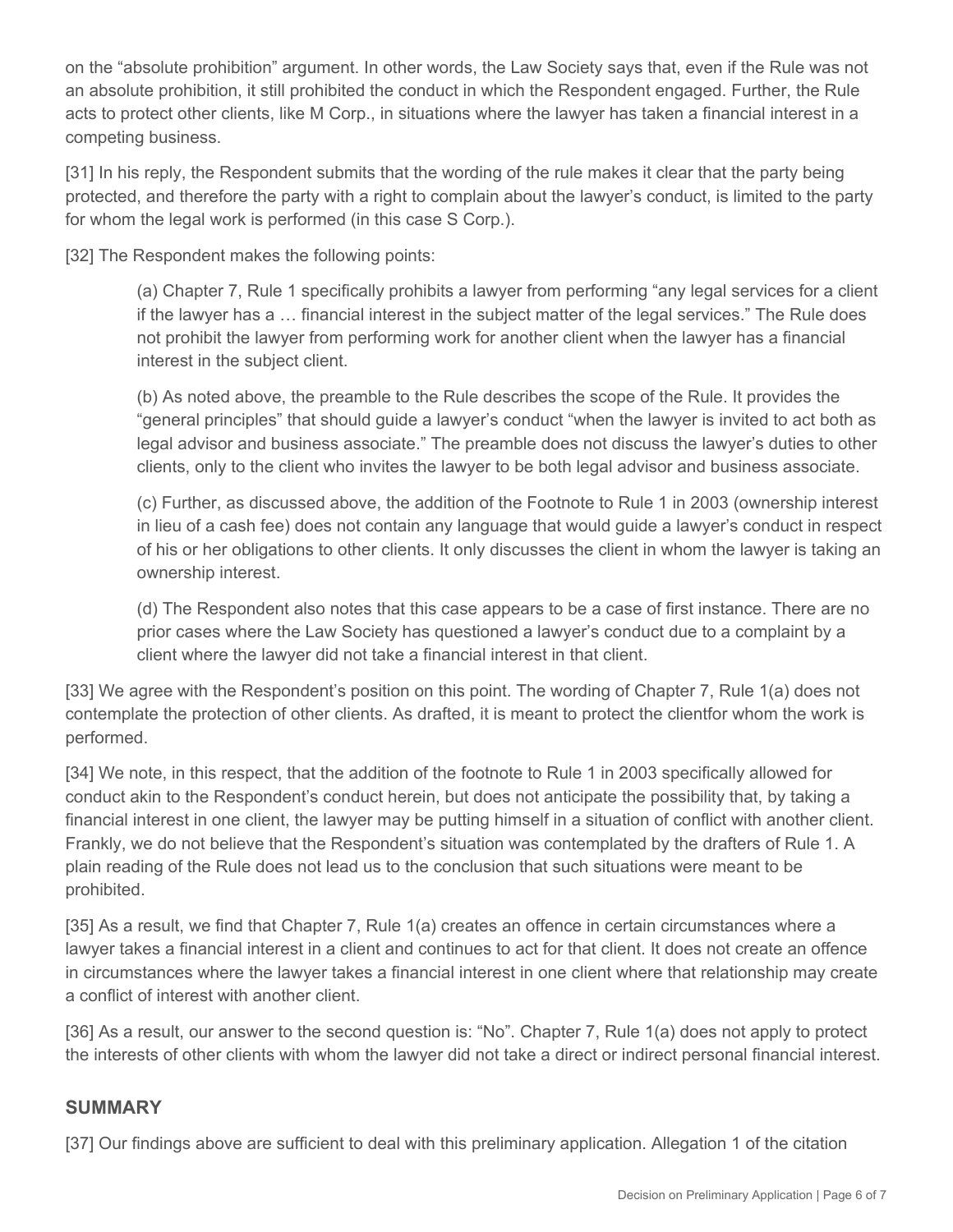on the "absolute prohibition" argument. In other words, the Law Society says that, even if the Rule was not an absolute prohibition, it still prohibited the conduct in which the Respondent engaged. Further, the Rule acts to protect other clients, like M Corp., in situations where the lawyer has taken a financial interest in a competing business.

[31] In his reply, the Respondent submits that the wording of the rule makes it clear that the party being protected, and therefore the party with a right to complain about the lawyer's conduct, is limited to the party for whom the legal work is performed (in this case S Corp.).

[32] The Respondent makes the following points:

> (a) Chapter 7, Rule 1 specifically prohibits a lawyer from performing "any legal services for a client if the lawyer has a … financial interest in the subject matter of the legal services." The Rule does not prohibit the lawyer from performing work for another client when the lawyer has a financial interest in the subject client.
>
> (b) As noted above, the preamble to the Rule describes the scope of the Rule. It provides the "general principles" that should guide a lawyer's conduct "when the lawyer is invited to act both as legal advisor and business associate." The preamble does not discuss the lawyer's duties to other clients, only to the client who invites the lawyer to be both legal advisor and business associate.
>
> (c) Further, as discussed above, the addition of the Footnote to Rule 1 in 2003 (ownership interest in lieu of a cash fee) does not contain any language that would guide a lawyer's conduct in respect of his or her obligations to other clients. It only discusses the client in whom the lawyer is taking an ownership interest.
>
> (d) The Respondent also notes that this case appears to be a case of first instance. There are no prior cases where the Law Society has questioned a lawyer's conduct due to a complaint by a client where the lawyer did not take a financial interest in that client.

[33] We agree with the Respondent's position on this point. The wording of Chapter 7, Rule 1(a) does not contemplate the protection of other clients. As drafted, it is meant to protect the clientfor whom the work is performed.

[34] We note, in this respect, that the addition of the footnote to Rule 1 in 2003 specifically allowed for conduct akin to the Respondent's conduct herein, but does not anticipate the possibility that, by taking a financial interest in one client, the lawyer may be putting himself in a situation of conflict with another client. Frankly, we do not believe that the Respondent's situation was contemplated by the drafters of Rule 1. A plain reading of the Rule does not lead us to the conclusion that such situations were meant to be prohibited.

[35] As a result, we find that Chapter 7, Rule 1(a) creates an offence in certain circumstances where a lawyer takes a financial interest in a client and continues to act for that client. It does not create an offence in circumstances where the lawyer takes a financial interest in one client where that relationship may create a conflict of interest with another client.

[36] As a result, our answer to the second question is: "No". Chapter 7, Rule 1(a) does not apply to protect the interests of other clients with whom the lawyer did not take a direct or indirect personal financial interest.

## SUMMARY

[37] Our findings above are sufficient to deal with this preliminary application. Allegation 1 of the citation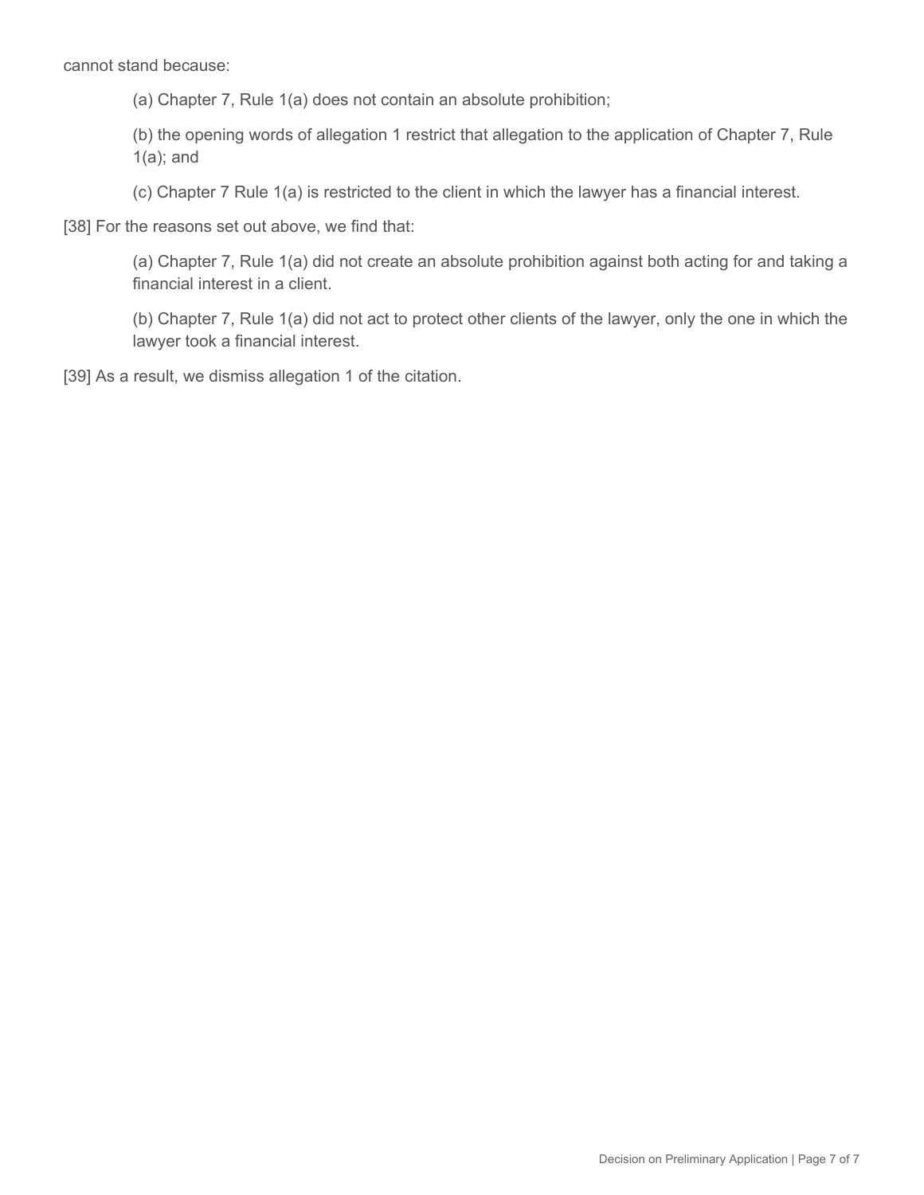cannot stand because:

(a) Chapter 7, Rule 1(a) does not contain an absolute prohibition;

(b) the opening words of allegation 1 restrict that allegation to the application of Chapter 7, Rule 1(a); and

(c) Chapter 7 Rule 1(a) is restricted to the client in which the lawyer has a financial interest.

[38] For the reasons set out above, we find that:

(a) Chapter 7, Rule 1(a) did not create an absolute prohibition against both acting for and taking a financial interest in a client.

(b) Chapter 7, Rule 1(a) did not act to protect other clients of the lawyer, only the one in which the lawyer took a financial interest.

[39] As a result, we dismiss allegation 1 of the citation.